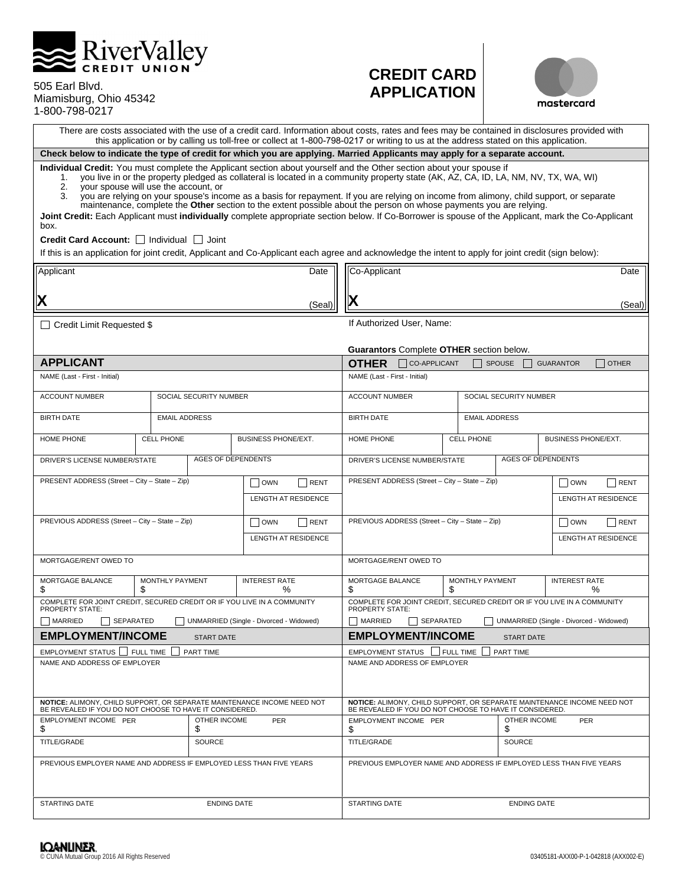# RiverValley CREDIT UNION

505 Earl Blvd.
Miamisburg, Ohio 45342
1-800-798-0217

# CREDIT CARD APPLICATION

mastercard

There are costs associated with the use of a credit card. Information about costs, rates and fees may be contained in disclosures provided with this application or by calling us toll-free or collect at 1-800-798-0217 or writing to us at the address stated on this application.

**Check below to indicate the type of credit for which you are applying. Married Applicants may apply for a separate account.**

**Individual Credit:** You must complete the Applicant section about yourself and the Other section about your spouse if

1. you live in or the property pledged as collateral is located in a community property state (AK, AZ, CA, ID, LA, NM, NV, TX, WA, WI)
2. your spouse will use the account, or
3. you are relying on your spouse's income as a basis for repayment. If you are relying on income from alimony, child support, or separate maintenance, complete the **Other** section to the extent possible about the person on whose payments you are relying.

**Joint Credit:** Each Applicant must **individually** complete appropriate section below. If Co-Borrower is spouse of the Applicant, mark the Co-Applicant box.

**Credit Card Account:** ☐ Individual ☐ Joint

If this is an application for joint credit, Applicant and Co-Applicant each agree and acknowledge the intent to apply for joint credit (sign below):

| Applicant | Date | Co-Applicant | Date |
|---|---|---|---|
| **X** | (Seal) | **X** | (Seal) |

☐ Credit Limit Requested $

If Authorized User, Name:

**Guarantors** Complete **OTHER** section below.

| **APPLICANT** | | | **OTHER** ☐ CO-APPLICANT ☐ SPOUSE ☐ GUARANTOR ☐ OTHER | | |
|---|---|---|---|---|---|
| NAME (Last - First - Initial) | | | NAME (Last - First - Initial) | | |
| ACCOUNT NUMBER | SOCIAL SECURITY NUMBER | | ACCOUNT NUMBER | SOCIAL SECURITY NUMBER | |
| BIRTH DATE | EMAIL ADDRESS | | BIRTH DATE | EMAIL ADDRESS | |
| HOME PHONE | CELL PHONE | BUSINESS PHONE/EXT. | HOME PHONE | CELL PHONE | BUSINESS PHONE/EXT. |
| DRIVER'S LICENSE NUMBER/STATE | AGES OF DEPENDENTS | | DRIVER'S LICENSE NUMBER/STATE | AGES OF DEPENDENTS | |
| PRESENT ADDRESS (Street – City – State – Zip) | | ☐ OWN ☐ RENT<br>LENGTH AT RESIDENCE | PRESENT ADDRESS (Street – City – State – Zip) | | ☐ OWN ☐ RENT<br>LENGTH AT RESIDENCE |
| PREVIOUS ADDRESS (Street – City – State – Zip) | | ☐ OWN ☐ RENT<br>LENGTH AT RESIDENCE | PREVIOUS ADDRESS (Street – City – State – Zip) | | ☐ OWN ☐ RENT<br>LENGTH AT RESIDENCE |
| MORTGAGE/RENT OWED TO | | | MORTGAGE/RENT OWED TO | | |
| MORTGAGE BALANCE<br>$ | MONTHLY PAYMENT<br>$ | INTEREST RATE<br>% | MORTGAGE BALANCE<br>$ | MONTHLY PAYMENT<br>$ | INTEREST RATE<br>% |
| COMPLETE FOR JOINT CREDIT, SECURED CREDIT OR IF YOU LIVE IN A COMMUNITY PROPERTY STATE:<br>☐ MARRIED ☐ SEPARATED ☐ UNMARRIED (Single - Divorced - Widowed) | | | COMPLETE FOR JOINT CREDIT, SECURED CREDIT OR IF YOU LIVE IN A COMMUNITY PROPERTY STATE:<br>☐ MARRIED ☐ SEPARATED ☐ UNMARRIED (Single - Divorced - Widowed) | | |
| **EMPLOYMENT/INCOME** START DATE | | | **EMPLOYMENT/INCOME** START DATE | | |
| EMPLOYMENT STATUS ☐ FULL TIME ☐ PART TIME | | | EMPLOYMENT STATUS ☐ FULL TIME ☐ PART TIME | | |
| NAME AND ADDRESS OF EMPLOYER | | | NAME AND ADDRESS OF EMPLOYER | | |
| **NOTICE:** ALIMONY, CHILD SUPPORT, OR SEPARATE MAINTENANCE INCOME NEED NOT BE REVEALED IF YOU DO NOT CHOOSE TO HAVE IT CONSIDERED. | | | **NOTICE:** ALIMONY, CHILD SUPPORT, OR SEPARATE MAINTENANCE INCOME NEED NOT BE REVEALED IF YOU DO NOT CHOOSE TO HAVE IT CONSIDERED. | | |
| EMPLOYMENT INCOME PER<br>$ | OTHER INCOME PER<br>$ | | EMPLOYMENT INCOME PER<br>$ | OTHER INCOME PER<br>$ | |
| TITLE/GRADE | SOURCE | | TITLE/GRADE | SOURCE | |
| PREVIOUS EMPLOYER NAME AND ADDRESS IF EMPLOYED LESS THAN FIVE YEARS | | | PREVIOUS EMPLOYER NAME AND ADDRESS IF EMPLOYED LESS THAN FIVE YEARS | | |
| STARTING DATE | ENDING DATE | | STARTING DATE | ENDING DATE | |

LOANLINER
© CUNA Mutual Group 2016 All Rights Reserved

03405181-AXX00-P-1-042818 (AXX002-E)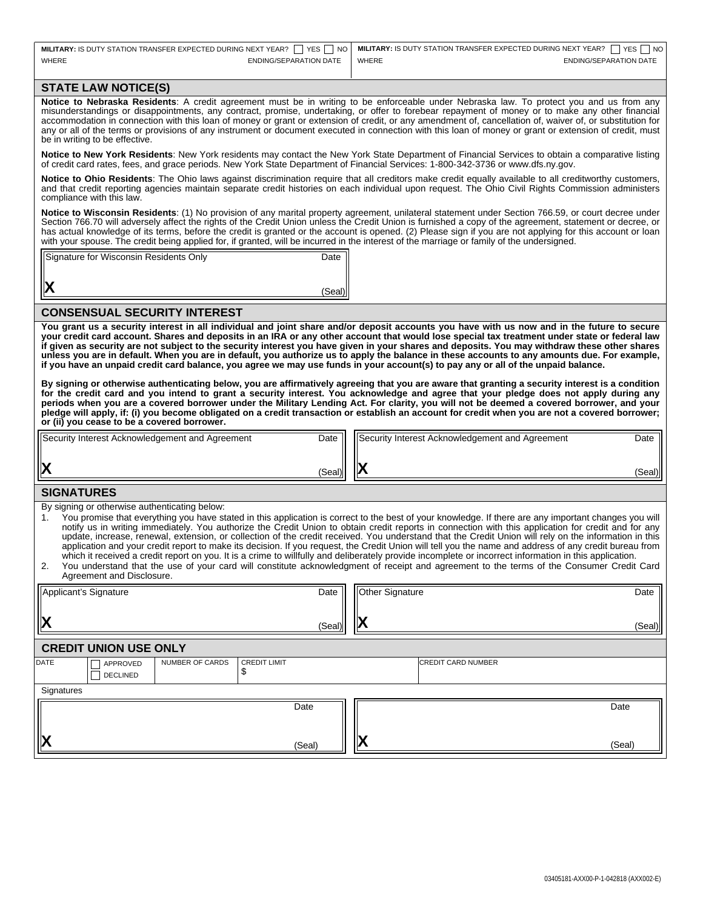| MILITARY: IS DUTY STATION TRANSFER EXPECTED DURING NEXT YEAR? ☐ YES ☐ NO | MILITARY: IS DUTY STATION TRANSFER EXPECTED DURING NEXT YEAR? ☐ YES ☐ NO |
| --- | --- |
| WHERE / ENDING/SEPARATION DATE | WHERE / ENDING/SEPARATION DATE |

## STATE LAW NOTICE(S)

**Notice to Nebraska Residents**: A credit agreement must be in writing to be enforceable under Nebraska law. To protect you and us from any misunderstandings or disappointments, any contract, promise, undertaking, or offer to forebear repayment of money or to make any other financial accommodation in connection with this loan of money or grant or extension of credit, or any amendment of, cancellation of, waiver of, or substitution for any or all of the terms or provisions of any instrument or document executed in connection with this loan of money or grant or extension of credit, must be in writing to be effective.

**Notice to New York Residents**: New York residents may contact the New York State Department of Financial Services to obtain a comparative listing of credit card rates, fees, and grace periods. New York State Department of Financial Services: 1-800-342-3736 or www.dfs.ny.gov.

**Notice to Ohio Residents**: The Ohio laws against discrimination require that all creditors make credit equally available to all creditworthy customers, and that credit reporting agencies maintain separate credit histories on each individual upon request. The Ohio Civil Rights Commission administers compliance with this law.

**Notice to Wisconsin Residents**: (1) No provision of any marital property agreement, unilateral statement under Section 766.59, or court decree under Section 766.70 will adversely affect the rights of the Credit Union unless the Credit Union is furnished a copy of the agreement, statement or decree, or has actual knowledge of its terms, before the credit is granted or the account is opened. (2) Please sign if you are not applying for this account or loan with your spouse. The credit being applied for, if granted, will be incurred in the interest of the marriage or family of the undersigned.

| Signature for Wisconsin Residents Only | Date |
| --- | --- |
| X | (Seal) |

## CONSENSUAL SECURITY INTEREST

**You grant us a security interest in all individual and joint share and/or deposit accounts you have with us now and in the future to secure your credit card account. Shares and deposits in an IRA or any other account that would lose special tax treatment under state or federal law if given as security are not subject to the security interest you have given in your shares and deposits. You may withdraw these other shares unless you are in default. When you are in default, you authorize us to apply the balance in these accounts to any amounts due. For example, if you have an unpaid credit card balance, you agree we may use funds in your account(s) to pay any or all of the unpaid balance.**

**By signing or otherwise authenticating below, you are affirmatively agreeing that you are aware that granting a security interest is a condition for the credit card and you intend to grant a security interest. You acknowledge and agree that your pledge does not apply during any periods when you are a covered borrower under the Military Lending Act. For clarity, you will not be deemed a covered borrower, and your pledge will apply, if: (i) you become obligated on a credit transaction or establish an account for credit when you are not a covered borrower; or (ii) you cease to be a covered borrower.**

| Security Interest Acknowledgement and Agreement | Date | Security Interest Acknowledgement and Agreement | Date |
| --- | --- | --- | --- |
| X | (Seal) | X | (Seal) |

## SIGNATURES

By signing or otherwise authenticating below:

1. You promise that everything you have stated in this application is correct to the best of your knowledge. If there are any important changes you will notify us in writing immediately. You authorize the Credit Union to obtain credit reports in connection with this application for credit and for any update, increase, renewal, extension, or collection of the credit received. You understand that the Credit Union will rely on the information in this application and your credit report to make its decision. If you request, the Credit Union will tell you the name and address of any credit bureau from which it received a credit report on you. It is a crime to willfully and deliberately provide incomplete or incorrect information in this application.
2. You understand that the use of your card will constitute acknowledgment of receipt and agreement to the terms of the Consumer Credit Card Agreement and Disclosure.

| Applicant's Signature | Date | Other Signature | Date |
| --- | --- | --- | --- |
| X | (Seal) | X | (Seal) |

## CREDIT UNION USE ONLY

| DATE | ☐ APPROVED ☐ DECLINED | NUMBER OF CARDS | CREDIT LIMIT | CREDIT CARD NUMBER |
| --- | --- | --- | --- | --- |
| | | | $ | |

Signatures

| | Date | | Date |
| --- | --- | --- | --- |
| X | (Seal) | X | (Seal) |

03405181-AXX00-P-1-042818 (AXX002-E)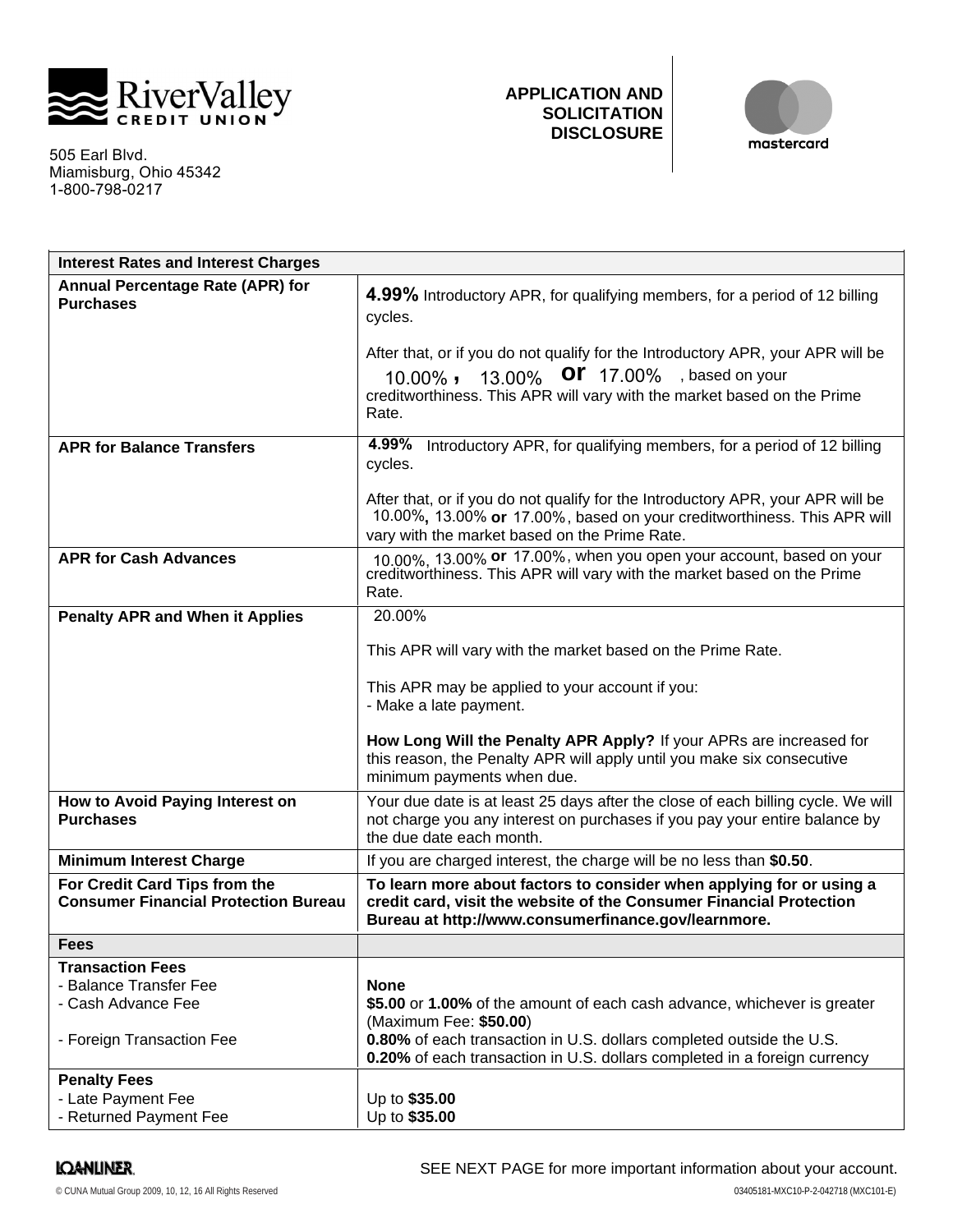RiverValley CREDIT UNION

505 Earl Blvd.
Miamisburg, Ohio 45342
1-800-798-0217

**APPLICATION AND SOLICITATION DISCLOSURE**

mastercard

| **Interest Rates and Interest Charges** | |
|---|---|
| **Annual Percentage Rate (APR) for Purchases** | **4.99%** Introductory APR, for qualifying members, for a period of 12 billing cycles.<br><br>After that, or if you do not qualify for the Introductory APR, your APR will be 10.00%**,** 13.00% **or** 17.00%, based on your creditworthiness. This APR will vary with the market based on the Prime Rate. |
| **APR for Balance Transfers** | **4.99%** Introductory APR, for qualifying members, for a period of 12 billing cycles.<br><br>After that, or if you do not qualify for the Introductory APR, your APR will be 10.00%**,** 13.00% **or** 17.00%, based on your creditworthiness. This APR will vary with the market based on the Prime Rate. |
| **APR for Cash Advances** | 10.00%, 13.00% **or** 17.00%, when you open your account, based on your creditworthiness. This APR will vary with the market based on the Prime Rate. |
| **Penalty APR and When it Applies** | 20.00%<br><br>This APR will vary with the market based on the Prime Rate.<br><br>This APR may be applied to your account if you:<br>- Make a late payment.<br><br>**How Long Will the Penalty APR Apply?** If your APRs are increased for this reason, the Penalty APR will apply until you make six consecutive minimum payments when due. |
| **How to Avoid Paying Interest on Purchases** | Your due date is at least 25 days after the close of each billing cycle. We will not charge you any interest on purchases if you pay your entire balance by the due date each month. |
| **Minimum Interest Charge** | If you are charged interest, the charge will be no less than **$0.50**. |
| **For Credit Card Tips from the Consumer Financial Protection Bureau** | **To learn more about factors to consider when applying for or using a credit card, visit the website of the Consumer Financial Protection Bureau at http://www.consumerfinance.gov/learnmore.** |
| **Fees** | |
| **Transaction Fees**<br>- Balance Transfer Fee<br>- Cash Advance Fee<br><br>- Foreign Transaction Fee | <br>**None**<br>**$5.00** or **1.00%** of the amount of each cash advance, whichever is greater (Maximum Fee: **$50.00**)<br>**0.80%** of each transaction in U.S. dollars completed outside the U.S.<br>**0.20%** of each transaction in U.S. dollars completed in a foreign currency |
| **Penalty Fees**<br>- Late Payment Fee<br>- Returned Payment Fee | <br>Up to **$35.00**<br>Up to **$35.00** |

SEE NEXT PAGE for more important information about your account.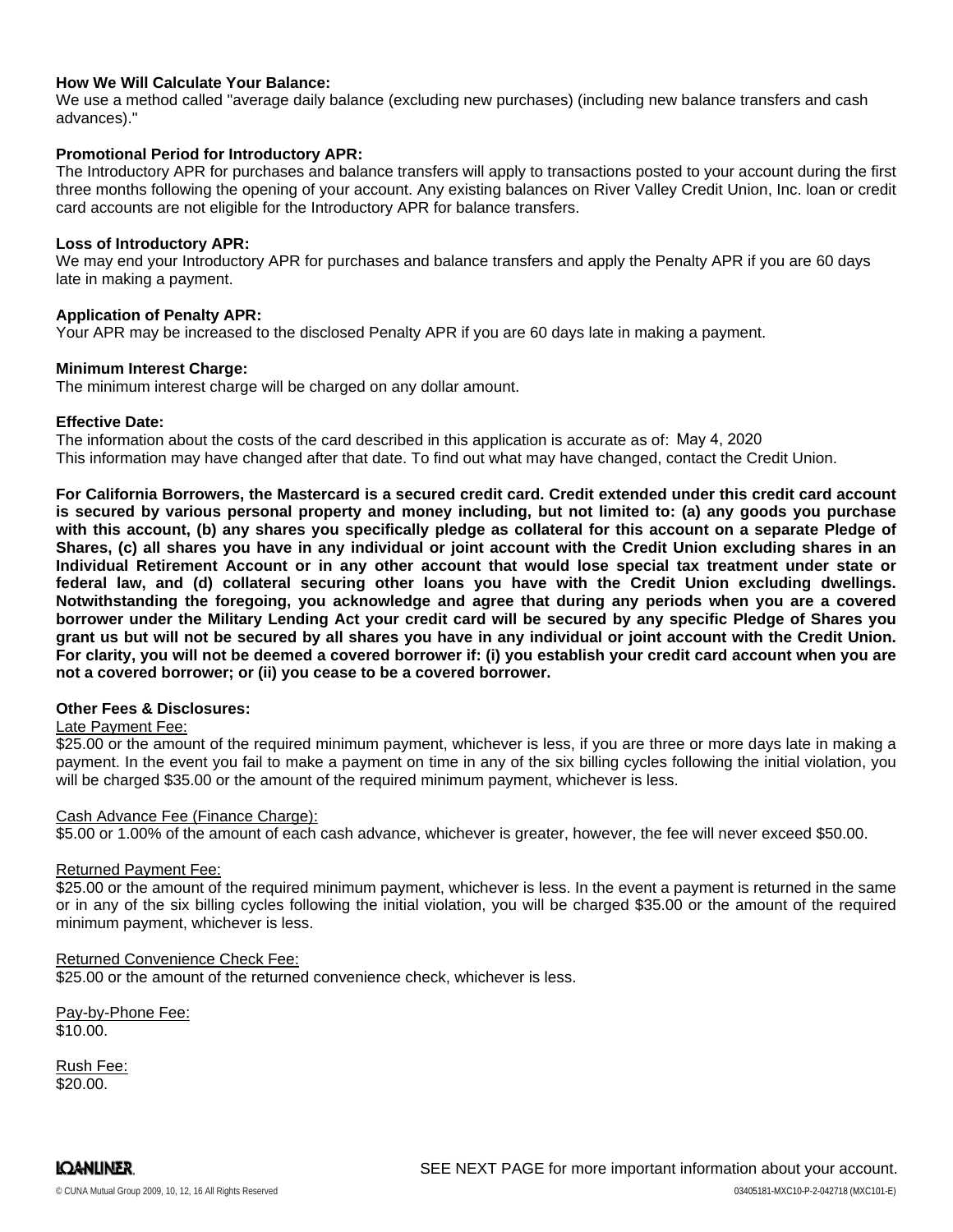**How We Will Calculate Your Balance:**
We use a method called "average daily balance (excluding new purchases) (including new balance transfers and cash advances)."

**Promotional Period for Introductory APR:**
The Introductory APR for purchases and balance transfers will apply to transactions posted to your account during the first three months following the opening of your account. Any existing balances on River Valley Credit Union, Inc. loan or credit card accounts are not eligible for the Introductory APR for balance transfers.

**Loss of Introductory APR:**
We may end your Introductory APR for purchases and balance transfers and apply the Penalty APR if you are 60 days late in making a payment.

**Application of Penalty APR:**
Your APR may be increased to the disclosed Penalty APR if you are 60 days late in making a payment.

**Minimum Interest Charge:**
The minimum interest charge will be charged on any dollar amount.

**Effective Date:**
The information about the costs of the card described in this application is accurate as of: May 4, 2020
This information may have changed after that date. To find out what may have changed, contact the Credit Union.

**For California Borrowers, the Mastercard is a secured credit card. Credit extended under this credit card account is secured by various personal property and money including, but not limited to: (a) any goods you purchase with this account, (b) any shares you specifically pledge as collateral for this account on a separate Pledge of Shares, (c) all shares you have in any individual or joint account with the Credit Union excluding shares in an Individual Retirement Account or in any other account that would lose special tax treatment under state or federal law, and (d) collateral securing other loans you have with the Credit Union excluding dwellings. Notwithstanding the foregoing, you acknowledge and agree that during any periods when you are a covered borrower under the Military Lending Act your credit card will be secured by any specific Pledge of Shares you grant us but will not be secured by all shares you have in any individual or joint account with the Credit Union. For clarity, you will not be deemed a covered borrower if: (i) you establish your credit card account when you are not a covered borrower; or (ii) you cease to be a covered borrower.**

**Other Fees & Disclosures:**

Late Payment Fee:
$25.00 or the amount of the required minimum payment, whichever is less, if you are three or more days late in making a payment. In the event you fail to make a payment on time in any of the six billing cycles following the initial violation, you will be charged $35.00 or the amount of the required minimum payment, whichever is less.

Cash Advance Fee (Finance Charge):
$5.00 or 1.00% of the amount of each cash advance, whichever is greater, however, the fee will never exceed $50.00.

Returned Payment Fee:
$25.00 or the amount of the required minimum payment, whichever is less. In the event a payment is returned in the same or in any of the six billing cycles following the initial violation, you will be charged $35.00 or the amount of the required minimum payment, whichever is less.

Returned Convenience Check Fee:
$25.00 or the amount of the returned convenience check, whichever is less.

Pay-by-Phone Fee:
$10.00.

Rush Fee:
$20.00.

SEE NEXT PAGE for more important information about your account.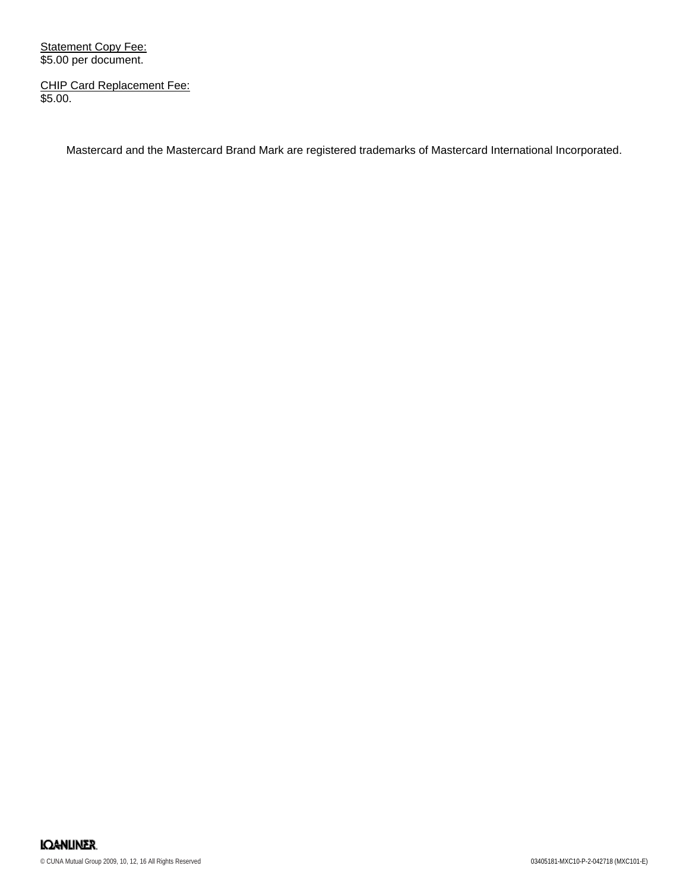Statement Copy Fee:
$5.00 per document.

CHIP Card Replacement Fee:
$5.00.

Mastercard and the Mastercard Brand Mark are registered trademarks of Mastercard International Incorporated.